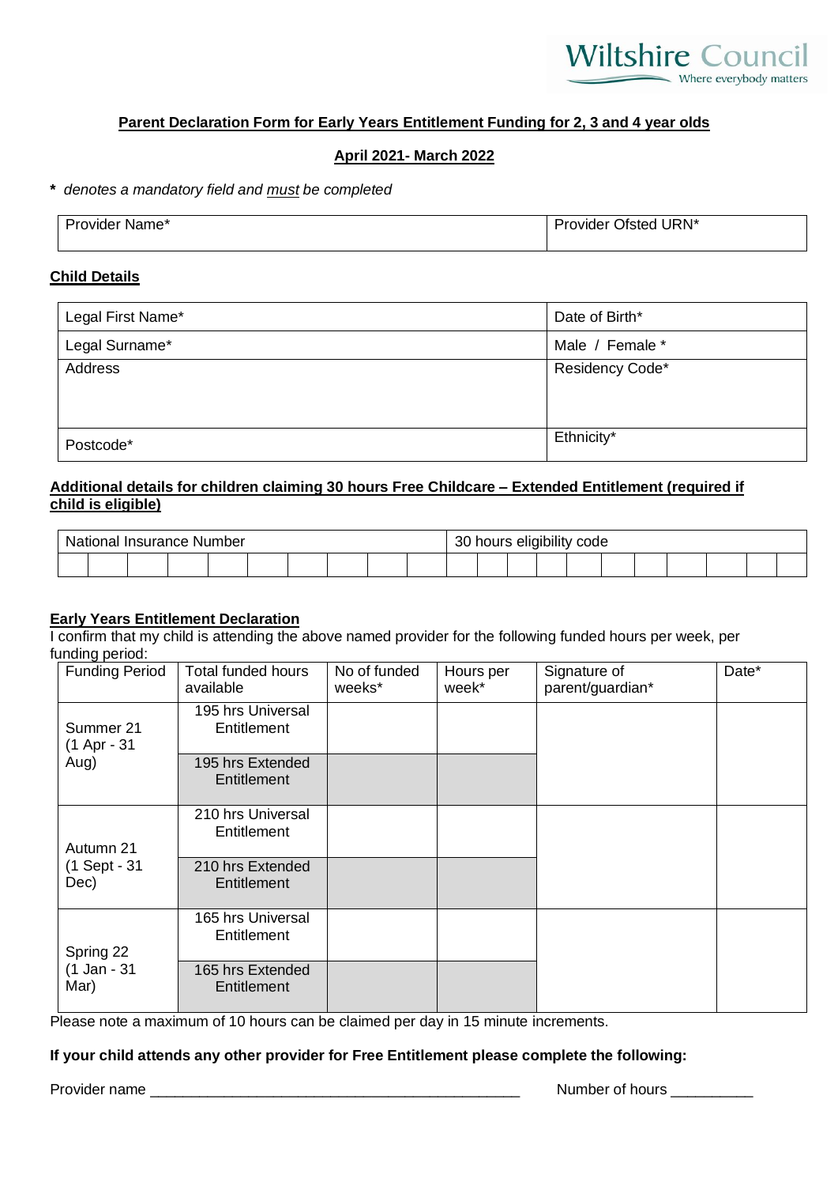Wiltshire Council
Where everybody matters

**Parent Declaration Form for Early Years Entitlement Funding for 2, 3 and 4 year olds**

**April 2021- March 2022**

**\*** *denotes a mandatory field and must be completed*

| Provider Name* | Provider Ofsted URN* |
|---|---|

**Child Details**

| Legal First Name* | Date of Birth* |
|---|---|
| Legal Surname* | Male / Female * |
| Address | Residency Code* |
| Postcode* | Ethnicity* |

**Additional details for children claiming 30 hours Free Childcare – Extended Entitlement (required if child is eligible)**

| National Insurance Number | 30 hours eligibility code |
|---|---|
| | |

**Early Years Entitlement Declaration**

I confirm that my child is attending the above named provider for the following funded hours per week, per funding period:

| Funding Period | Total funded hours available | No of funded weeks* | Hours per week* | Signature of parent/guardian* | Date* |
|---|---|---|---|---|---|
| Summer 21 (1 Apr - 31 Aug) | 195 hrs Universal Entitlement | | | | |
| | 195 hrs Extended Entitlement | | | | |
| Autumn 21 (1 Sept - 31 Dec) | 210 hrs Universal Entitlement | | | | |
| | 210 hrs Extended Entitlement | | | | |
| Spring 22 (1 Jan - 31 Mar) | 165 hrs Universal Entitlement | | | | |
| | 165 hrs Extended Entitlement | | | | |

Please note a maximum of 10 hours can be claimed per day in 15 minute increments.

**If your child attends any other provider for Free Entitlement please complete the following:**

Provider name ________________________________________________ Number of hours __________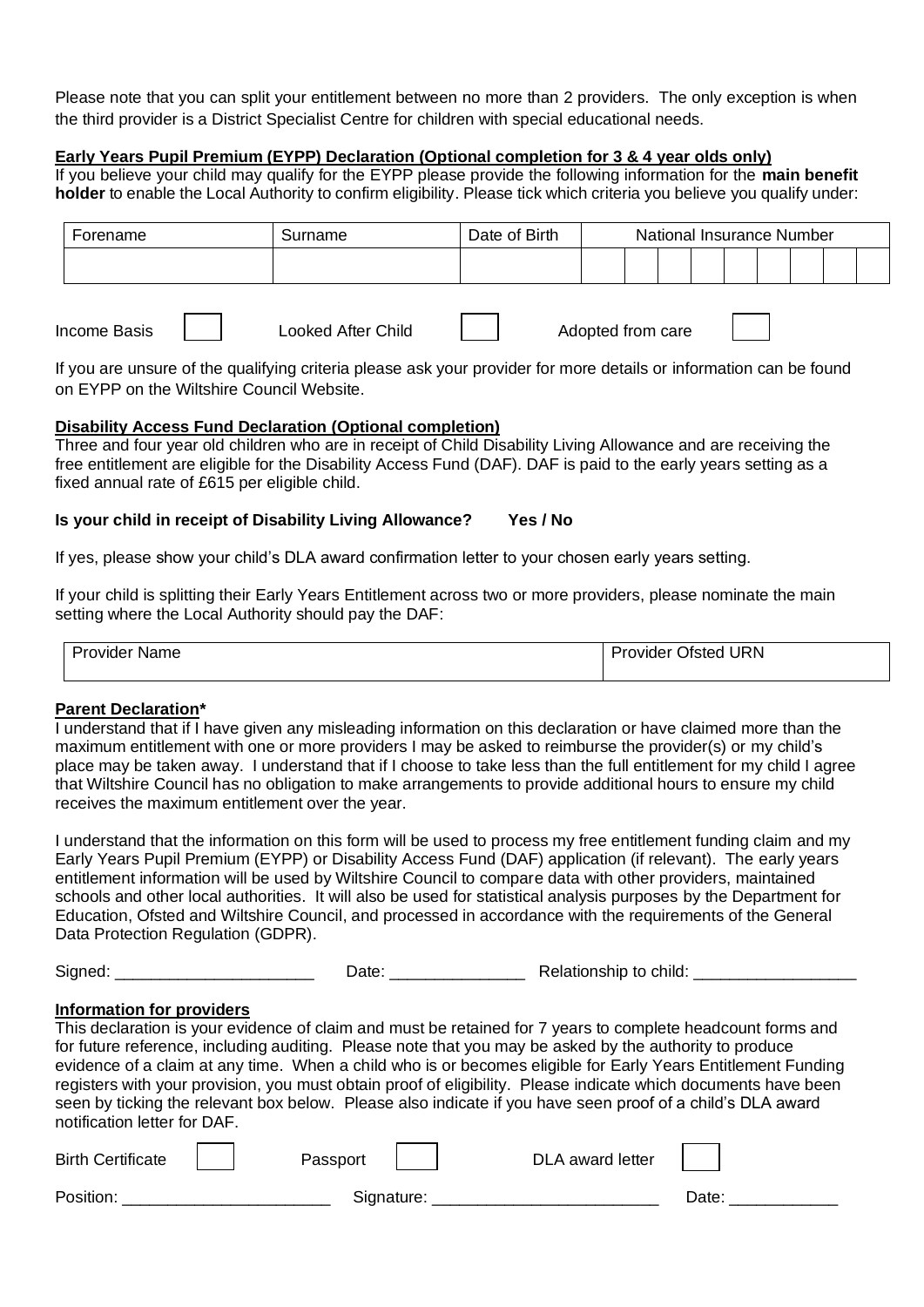Please note that you can split your entitlement between no more than 2 providers. The only exception is when the third provider is a District Specialist Centre for children with special educational needs.

**Early Years Pupil Premium (EYPP) Declaration (Optional completion for 3 & 4 year olds only)**

If you believe your child may qualify for the EYPP please provide the following information for the **main benefit holder** to enable the Local Authority to confirm eligibility. Please tick which criteria you believe you qualify under:

| Forename | Surname | Date of Birth | National Insurance Number | | | | | | | | |
|---|---|---|---|---|---|---|---|---|---|---|---|
| | | | | | | | | | | | |

Income Basis ☐ Looked After Child ☐ Adopted from care ☐

If you are unsure of the qualifying criteria please ask your provider for more details or information can be found on EYPP on the Wiltshire Council Website.

**Disability Access Fund Declaration (Optional completion)**

Three and four year old children who are in receipt of Child Disability Living Allowance and are receiving the free entitlement are eligible for the Disability Access Fund (DAF). DAF is paid to the early years setting as a fixed annual rate of £615 per eligible child.

**Is your child in receipt of Disability Living Allowance? Yes / No**

If yes, please show your child's DLA award confirmation letter to your chosen early years setting.

If your child is splitting their Early Years Entitlement across two or more providers, please nominate the main setting where the Local Authority should pay the DAF:

| Provider Name | Provider Ofsted URN |
|---|---|

**Parent Declaration***

I understand that if I have given any misleading information on this declaration or have claimed more than the maximum entitlement with one or more providers I may be asked to reimburse the provider(s) or my child's place may be taken away. I understand that if I choose to take less than the full entitlement for my child I agree that Wiltshire Council has no obligation to make arrangements to provide additional hours to ensure my child receives the maximum entitlement over the year.

I understand that the information on this form will be used to process my free entitlement funding claim and my Early Years Pupil Premium (EYPP) or Disability Access Fund (DAF) application (if relevant). The early years entitlement information will be used by Wiltshire Council to compare data with other providers, maintained schools and other local authorities. It will also be used for statistical analysis purposes by the Department for Education, Ofsted and Wiltshire Council, and processed in accordance with the requirements of the General Data Protection Regulation (GDPR).

Signed: ______________________ Date: _______________ Relationship to child: __________________

**Information for providers**

This declaration is your evidence of claim and must be retained for 7 years to complete headcount forms and for future reference, including auditing. Please note that you may be asked by the authority to produce evidence of a claim at any time. When a child who is or becomes eligible for Early Years Entitlement Funding registers with your provision, you must obtain proof of eligibility. Please indicate which documents have been seen by ticking the relevant box below. Please also indicate if you have seen proof of a child's DLA award notification letter for DAF.

Birth Certificate ☐ Passport ☐ DLA award letter ☐

Position: _______________________ Signature: _________________________ Date: ____________